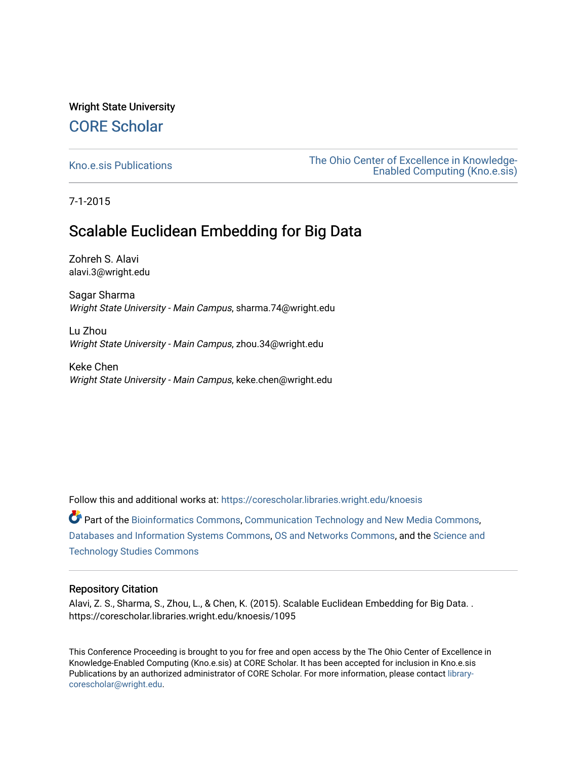Wright State University

## CORE Scholar

Kno.e.sis Publications

The Ohio Center of Excellence in Knowledge-Enabled Computing (Kno.e.sis)

7-1-2015

# Scalable Euclidean Embedding for Big Data

Zohreh S. Alavi
alavi.3@wright.edu

Sagar Sharma
*Wright State University - Main Campus*, sharma.74@wright.edu

Lu Zhou
*Wright State University - Main Campus*, zhou.34@wright.edu

Keke Chen
*Wright State University - Main Campus*, keke.chen@wright.edu

Follow this and additional works at: https://corescholar.libraries.wright.edu/knoesis

Part of the Bioinformatics Commons, Communication Technology and New Media Commons, Databases and Information Systems Commons, OS and Networks Commons, and the Science and Technology Studies Commons

### Repository Citation

Alavi, Z. S., Sharma, S., Zhou, L., & Chen, K. (2015). Scalable Euclidean Embedding for Big Data. . https://corescholar.libraries.wright.edu/knoesis/1095

This Conference Proceeding is brought to you for free and open access by the The Ohio Center of Excellence in Knowledge-Enabled Computing (Kno.e.sis) at CORE Scholar. It has been accepted for inclusion in Kno.e.sis Publications by an authorized administrator of CORE Scholar. For more information, please contact library-corescholar@wright.edu.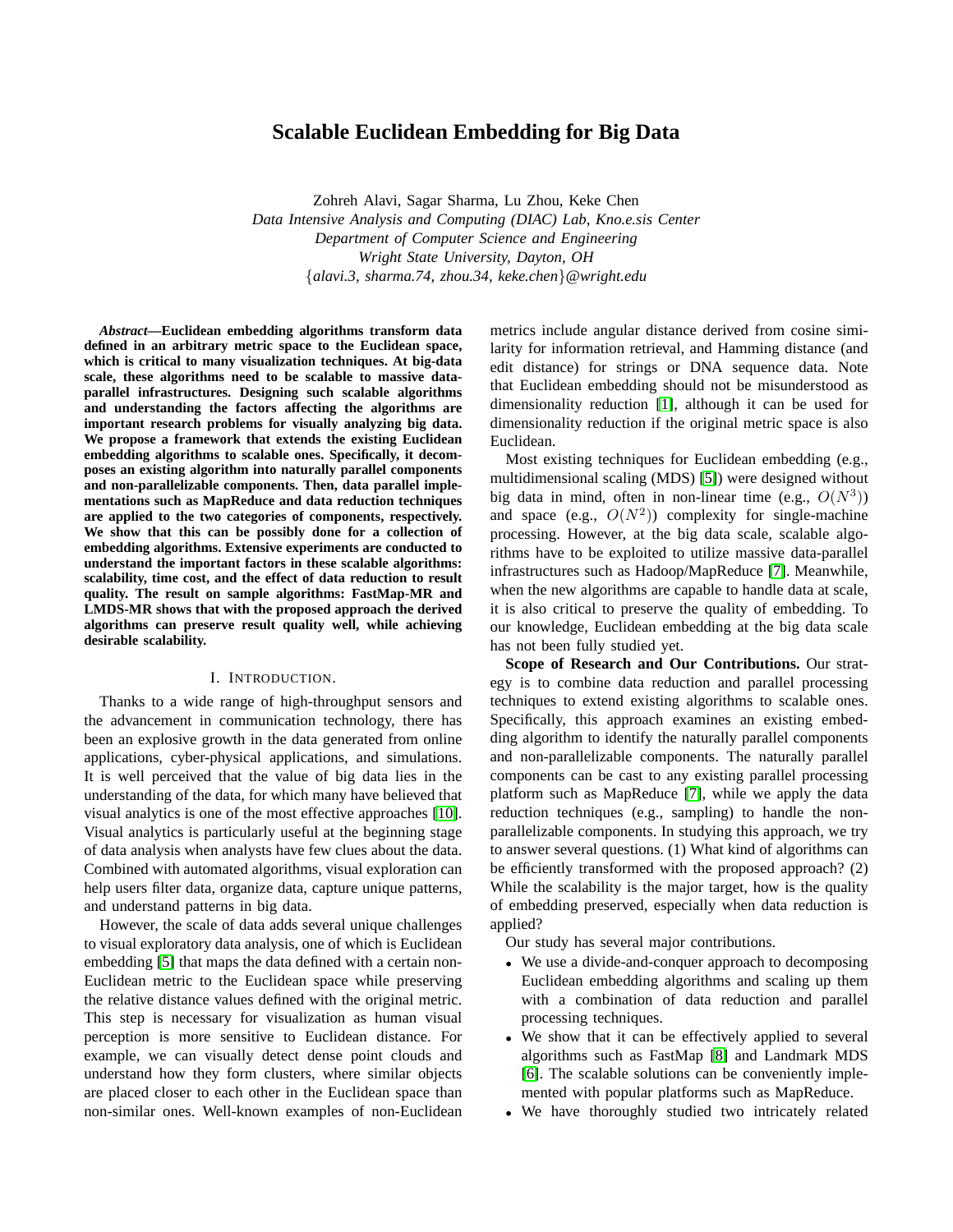# Scalable Euclidean Embedding for Big Data

Zohreh Alavi, Sagar Sharma, Lu Zhou, Keke Chen
*Data Intensive Analysis and Computing (DIAC) Lab, Kno.e.sis Center*
*Department of Computer Science and Engineering*
*Wright State University, Dayton, OH*
{*alavi.3, sharma.74, zhou.34, keke.chen*}*@wright.edu*

***Abstract*—Euclidean embedding algorithms transform data defined in an arbitrary metric space to the Euclidean space, which is critical to many visualization techniques. At big-data scale, these algorithms need to be scalable to massive data-parallel infrastructures. Designing such scalable algorithms and understanding the factors affecting the algorithms are important research problems for visually analyzing big data. We propose a framework that extends the existing Euclidean embedding algorithms to scalable ones. Specifically, it decomposes an existing algorithm into naturally parallel components and non-parallelizable components. Then, data parallel implementations such as MapReduce and data reduction techniques are applied to the two categories of components, respectively. We show that this can be possibly done for a collection of embedding algorithms. Extensive experiments are conducted to understand the important factors in these scalable algorithms: scalability, time cost, and the effect of data reduction to result quality. The result on sample algorithms: FastMap-MR and LMDS-MR shows that with the proposed approach the derived algorithms can preserve result quality well, while achieving desirable scalability.**

## I. Introduction.

Thanks to a wide range of high-throughput sensors and the advancement in communication technology, there has been an explosive growth in the data generated from online applications, cyber-physical applications, and simulations. It is well perceived that the value of big data lies in the understanding of the data, for which many have believed that visual analytics is one of the most effective approaches [10]. Visual analytics is particularly useful at the beginning stage of data analysis when analysts have few clues about the data. Combined with automated algorithms, visual exploration can help users filter data, organize data, capture unique patterns, and understand patterns in big data.

However, the scale of data adds several unique challenges to visual exploratory data analysis, one of which is Euclidean embedding [5] that maps the data defined with a certain non-Euclidean metric to the Euclidean space while preserving the relative distance values defined with the original metric. This step is necessary for visualization as human visual perception is more sensitive to Euclidean distance. For example, we can visually detect dense point clouds and understand how they form clusters, where similar objects are placed closer to each other in the Euclidean space than non-similar ones. Well-known examples of non-Euclidean metrics include angular distance derived from cosine similarity for information retrieval, and Hamming distance (and edit distance) for strings or DNA sequence data. Note that Euclidean embedding should not be misunderstood as dimensionality reduction [1], although it can be used for dimensionality reduction if the original metric space is also Euclidean.

Most existing techniques for Euclidean embedding (e.g., multidimensional scaling (MDS) [5]) were designed without big data in mind, often in non-linear time (e.g., $O(N^3)$) and space (e.g., $O(N^2)$) complexity for single-machine processing. However, at the big data scale, scalable algorithms have to be exploited to utilize massive data-parallel infrastructures such as Hadoop/MapReduce [7]. Meanwhile, when the new algorithms are capable to handle data at scale, it is also critical to preserve the quality of embedding. To our knowledge, Euclidean embedding at the big data scale has not been fully studied yet.

**Scope of Research and Our Contributions.** Our strategy is to combine data reduction and parallel processing techniques to extend existing algorithms to scalable ones. Specifically, this approach examines an existing embedding algorithm to identify the naturally parallel components and non-parallelizable components. The naturally parallel components can be cast to any existing parallel processing platform such as MapReduce [7], while we apply the data reduction techniques (e.g., sampling) to handle the non-parallelizable components. In studying this approach, we try to answer several questions. (1) What kind of algorithms can be efficiently transformed with the proposed approach? (2) While the scalability is the major target, how is the quality of embedding preserved, especially when data reduction is applied?

Our study has several major contributions.

- We use a divide-and-conquer approach to decomposing Euclidean embedding algorithms and scaling up them with a combination of data reduction and parallel processing techniques.
- We show that it can be effectively applied to several algorithms such as FastMap [8] and Landmark MDS [6]. The scalable solutions can be conveniently implemented with popular platforms such as MapReduce.
- We have thoroughly studied two intricately related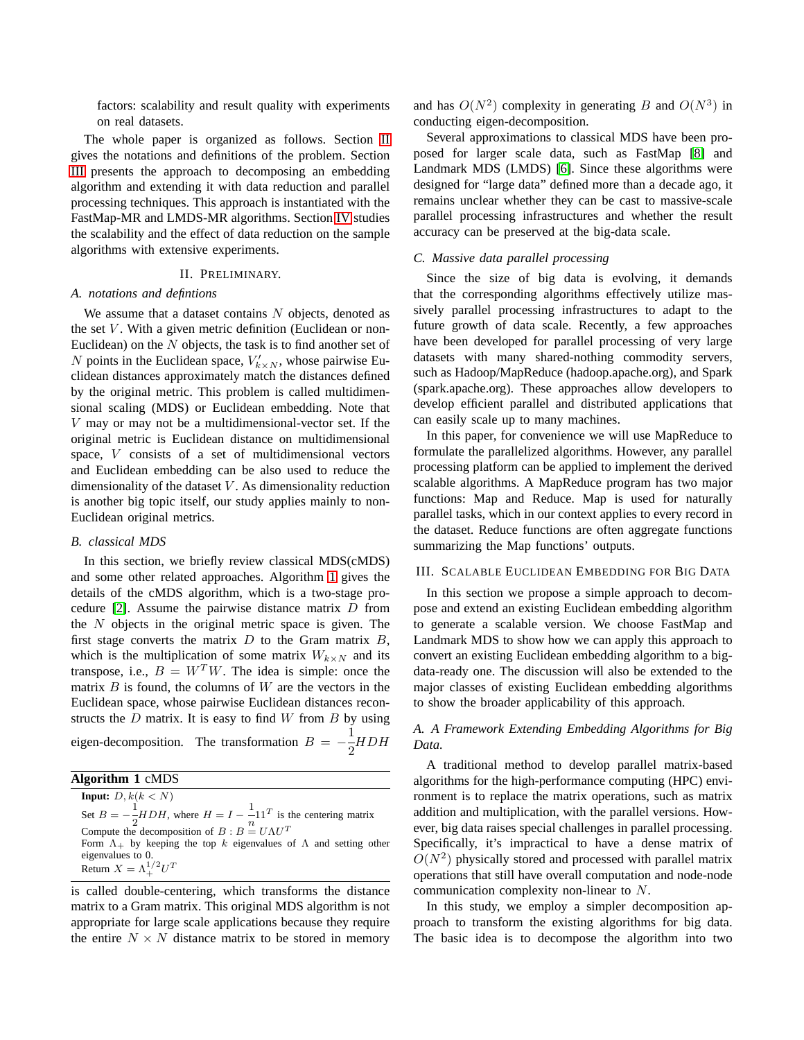factors: scalability and result quality with experiments on real datasets.

The whole paper is organized as follows. Section II gives the notations and definitions of the problem. Section III presents the approach to decomposing an embedding algorithm and extending it with data reduction and parallel processing techniques. This approach is instantiated with the FastMap-MR and LMDS-MR algorithms. Section IV studies the scalability and the effect of data reduction on the sample algorithms with extensive experiments.

## II. Preliminary.

### A. notations and defintions

We assume that a dataset contains $N$ objects, denoted as the set $V$. With a given metric definition (Euclidean or non-Euclidean) on the $N$ objects, the task is to find another set of $N$ points in the Euclidean space, $V'_{k \times N}$, whose pairwise Euclidean distances approximately match the distances defined by the original metric. This problem is called multidimensional scaling (MDS) or Euclidean embedding. Note that $V$ may or may not be a multidimensional-vector set. If the original metric is Euclidean distance on multidimensional space, $V$ consists of a set of multidimensional vectors and Euclidean embedding can be also used to reduce the dimensionality of the dataset $V$. As dimensionality reduction is another big topic itself, our study applies mainly to non-Euclidean original metrics.

### B. classical MDS

In this section, we briefly review classical MDS(cMDS) and some other related approaches. Algorithm 1 gives the details of the cMDS algorithm, which is a two-stage procedure [2]. Assume the pairwise distance matrix $D$ from the $N$ objects in the original metric space is given. The first stage converts the matrix $D$ to the Gram matrix $B$, which is the multiplication of some matrix $W_{k \times N}$ and its transpose, i.e., $B = W^T W$. The idea is simple: once the matrix $B$ is found, the columns of $W$ are the vectors in the Euclidean space, whose pairwise Euclidean distances reconstructs the $D$ matrix. It is easy to find $W$ from $B$ by using eigen-decomposition. The transformation $B = -\frac{1}{2}HDH$ is called double-centering, which transforms the distance matrix to a Gram matrix. This original MDS algorithm is not appropriate for large scale applications because they require the entire $N \times N$ distance matrix to be stored in memory and has $O(N^2)$ complexity in generating $B$ and $O(N^3)$ in conducting eigen-decomposition.

**Algorithm 1** cMDS

**Input:** $D, k(k < N)$

Set $B = -\frac{1}{2}HDH$, where $H = I - \frac{1}{n}11^T$ is the centering matrix

Compute the decomposition of $B : B = U\Lambda U^T$

Form $\Lambda_+$ by keeping the top $k$ eigenvalues of $\Lambda$ and setting other eigenvalues to 0.

Return $X = \Lambda_+^{1/2} U^T$

Several approximations to classical MDS have been proposed for larger scale data, such as FastMap [8] and Landmark MDS (LMDS) [6]. Since these algorithms were designed for "large data" defined more than a decade ago, it remains unclear whether they can be cast to massive-scale parallel processing infrastructures and whether the result accuracy can be preserved at the big-data scale.

### C. Massive data parallel processing

Since the size of big data is evolving, it demands that the corresponding algorithms effectively utilize massively parallel processing infrastructures to adapt to the future growth of data scale. Recently, a few approaches have been developed for parallel processing of very large datasets with many shared-nothing commodity servers, such as Hadoop/MapReduce (hadoop.apache.org), and Spark (spark.apache.org). These approaches allow developers to develop efficient parallel and distributed applications that can easily scale up to many machines.

In this paper, for convenience we will use MapReduce to formulate the parallelized algorithms. However, any parallel processing platform can be applied to implement the derived scalable algorithms. A MapReduce program has two major functions: Map and Reduce. Map is used for naturally parallel tasks, which in our context applies to every record in the dataset. Reduce functions are often aggregate functions summarizing the Map functions' outputs.

## III. Scalable Euclidean Embedding for Big Data

In this section we propose a simple approach to decompose and extend an existing Euclidean embedding algorithm to generate a scalable version. We choose FastMap and Landmark MDS to show how we can apply this approach to convert an existing Euclidean embedding algorithm to a big-data-ready one. The discussion will also be extended to the major classes of existing Euclidean embedding algorithms to show the broader applicability of this approach.

### A. A Framework Extending Embedding Algorithms for Big Data.

A traditional method to develop parallel matrix-based algorithms for the high-performance computing (HPC) environment is to replace the matrix operations, such as matrix addition and multiplication, with the parallel versions. However, big data raises special challenges in parallel processing. Specifically, it's impractical to have a dense matrix of $O(N^2)$ physically stored and processed with parallel matrix operations that still have overall computation and node-node communication complexity non-linear to $N$.

In this study, we employ a simpler decomposition approach to transform the existing algorithms for big data. The basic idea is to decompose the algorithm into two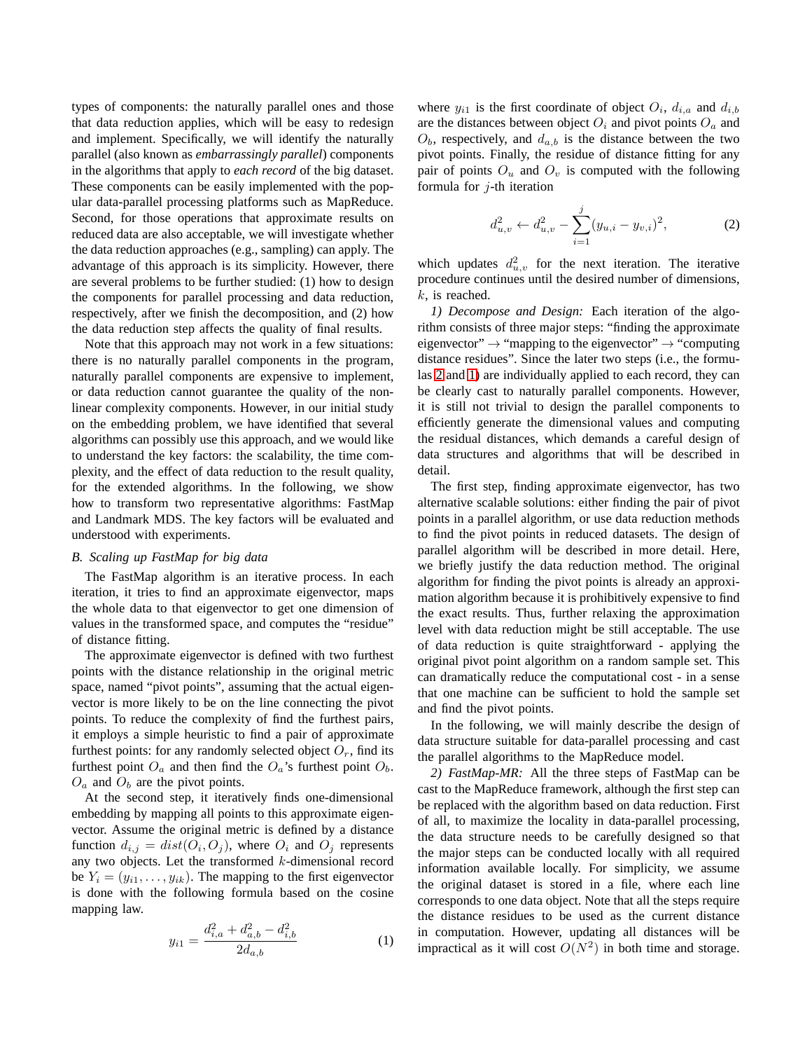types of components: the naturally parallel ones and those that data reduction applies, which will be easy to redesign and implement. Specifically, we will identify the naturally parallel (also known as *embarrassingly parallel*) components in the algorithms that apply to *each record* of the big dataset. These components can be easily implemented with the popular data-parallel processing platforms such as MapReduce. Second, for those operations that approximate results on reduced data are also acceptable, we will investigate whether the data reduction approaches (e.g., sampling) can apply. The advantage of this approach is its simplicity. However, there are several problems to be further studied: (1) how to design the components for parallel processing and data reduction, respectively, after we finish the decomposition, and (2) how the data reduction step affects the quality of final results.

Note that this approach may not work in a few situations: there is no naturally parallel components in the program, naturally parallel components are expensive to implement, or data reduction cannot guarantee the quality of the non-linear complexity components. However, in our initial study on the embedding problem, we have identified that several algorithms can possibly use this approach, and we would like to understand the key factors: the scalability, the time complexity, and the effect of data reduction to the result quality, for the extended algorithms. In the following, we show how to transform two representative algorithms: FastMap and Landmark MDS. The key factors will be evaluated and understood with experiments.

### B. Scaling up FastMap for big data

The FastMap algorithm is an iterative process. In each iteration, it tries to find an approximate eigenvector, maps the whole data to that eigenvector to get one dimension of values in the transformed space, and computes the "residue" of distance fitting.

The approximate eigenvector is defined with two furthest points with the distance relationship in the original metric space, named "pivot points", assuming that the actual eigenvector is more likely to be on the line connecting the pivot points. To reduce the complexity of find the furthest pairs, it employs a simple heuristic to find a pair of approximate furthest points: for any randomly selected object $O_r$, find its furthest point $O_a$ and then find the $O_a$'s furthest point $O_b$. $O_a$ and $O_b$ are the pivot points.

At the second step, it iteratively finds one-dimensional embedding by mapping all points to this approximate eigenvector. Assume the original metric is defined by a distance function $d_{i,j} = dist(O_i, O_j)$, where $O_i$ and $O_j$ represents any two objects. Let the transformed $k$-dimensional record be $Y_i = (y_{i1}, \ldots, y_{ik})$. The mapping to the first eigenvector is done with the following formula based on the cosine mapping law.

$$y_{i1} = \frac{d_{i,a}^2 + d_{a,b}^2 - d_{i,b}^2}{2d_{a,b}} \quad (1)$$

where $y_{i1}$ is the first coordinate of object $O_i$, $d_{i,a}$ and $d_{i,b}$ are the distances between object $O_i$ and pivot points $O_a$ and $O_b$, respectively, and $d_{a,b}$ is the distance between the two pivot points. Finally, the residue of distance fitting for any pair of points $O_u$ and $O_v$ is computed with the following formula for $j$-th iteration

$$d_{u,v}^2 \leftarrow d_{u,v}^2 - \sum_{i=1}^{j} (y_{u,i} - y_{v,i})^2, \quad (2)$$

which updates $d_{u,v}^2$ for the next iteration. The iterative procedure continues until the desired number of dimensions, $k$, is reached.

*1) Decompose and Design:* Each iteration of the algorithm consists of three major steps: "finding the approximate eigenvector" → "mapping to the eigenvector" → "computing distance residues". Since the later two steps (i.e., the formulas 2 and 1) are individually applied to each record, they can be clearly cast to naturally parallel components. However, it is still not trivial to design the parallel components to efficiently generate the dimensional values and computing the residual distances, which demands a careful design of data structures and algorithms that will be described in detail.

The first step, finding approximate eigenvector, has two alternative scalable solutions: either finding the pair of pivot points in a parallel algorithm, or use data reduction methods to find the pivot points in reduced datasets. The design of parallel algorithm will be described in more detail. Here, we briefly justify the data reduction method. The original algorithm for finding the pivot points is already an approximation algorithm because it is prohibitively expensive to find the exact results. Thus, further relaxing the approximation level with data reduction might be still acceptable. The use of data reduction is quite straightforward - applying the original pivot point algorithm on a random sample set. This can dramatically reduce the computational cost - in a sense that one machine can be sufficient to hold the sample set and find the pivot points.

In the following, we will mainly describe the design of data structure suitable for data-parallel processing and cast the parallel algorithms to the MapReduce model.

*2) FastMap-MR:* All the three steps of FastMap can be cast to the MapReduce framework, although the first step can be replaced with the algorithm based on data reduction. First of all, to maximize the locality in data-parallel processing, the data structure needs to be carefully designed so that the major steps can be conducted locally with all required information available locally. For simplicity, we assume the original dataset is stored in a file, where each line corresponds to one data object. Note that all the steps require the distance residues to be used as the current distance in computation. However, updating all distances will be impractical as it will cost $O(N^2)$ in both time and storage.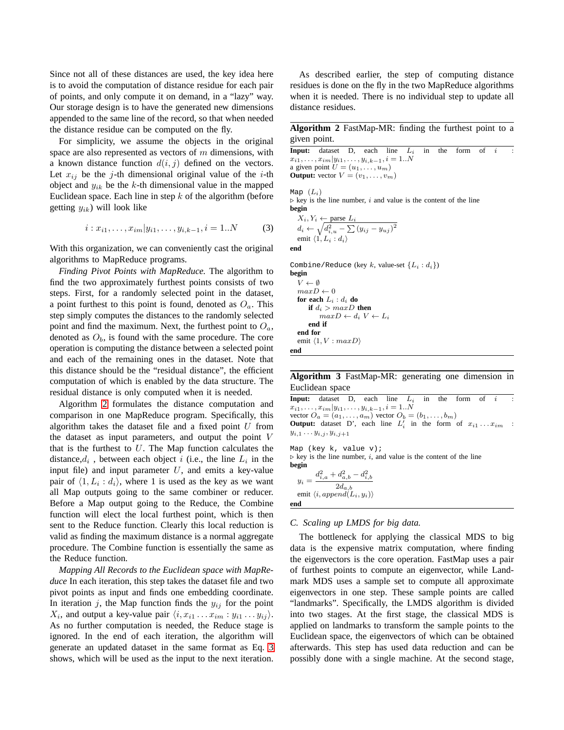Since not all of these distances are used, the key idea here is to avoid the computation of distance residue for each pair of points, and only compute it on demand, in a "lazy" way. Our storage design is to have the generated new dimensions appended to the same line of the record, so that when needed the distance residue can be computed on the fly.

For simplicity, we assume the objects in the original space are also represented as vectors of $m$ dimensions, with a known distance function $d(i, j)$ defined on the vectors. Let $x_{ij}$ be the $j$-th dimensional original value of the $i$-th object and $y_{ik}$ be the $k$-th dimensional value in the mapped Euclidean space. Each line in step $k$ of the algorithm (before getting $y_{ik}$) will look like

$$i : x_{i1}, \ldots, x_{im} | y_{i1}, \ldots, y_{i,k-1}, i = 1..N \tag{3}$$

With this organization, we can conveniently cast the original algorithms to MapReduce programs.

*Finding Pivot Points with MapReduce.* The algorithm to find the two approximately furthest points consists of two steps. First, for a randomly selected point in the dataset, a point furthest to this point is found, denoted as $O_a$. This step simply computes the distances to the randomly selected point and find the maximum. Next, the furthest point to $O_a$, denoted as $O_b$, is found with the same procedure. The core operation is computing the distance between a selected point and each of the remaining ones in the dataset. Note that this distance should be the "residual distance", the efficient computation of which is enabled by the data structure. The residual distance is only computed when it is needed.

Algorithm 2 formulates the distance computation and comparison in one MapReduce program. Specifically, this algorithm takes the dataset file and a fixed point $U$ from the dataset as input parameters, and output the point $V$ that is the furthest to $U$. The Map function calculates the distance,$d_i$ , between each object $i$ (i.e., the line $L_i$ in the input file) and input parameter $U$, and emits a key-value pair of $\langle 1, L_i : d_i \rangle$, where 1 is used as the key as we want all Map outputs going to the same combiner or reducer. Before a Map output going to the Reduce, the Combine function will elect the local furthest point, which is then sent to the Reduce function. Clearly this local reduction is valid as finding the maximum distance is a normal aggregate procedure. The Combine function is essentially the same as the Reduce function.

*Mapping All Records to the Euclidean space with MapReduce* In each iteration, this step takes the dataset file and two pivot points as input and finds one embedding coordinate. In iteration $j$, the Map function finds the $y_{ij}$ for the point $X_i$, and output a key-value pair $\langle i, x_{i1} \ldots x_{im} : y_{i1} \ldots y_{ij} \rangle$. As no further computation is needed, the Reduce stage is ignored. In the end of each iteration, the algorithm will generate an updated dataset in the same format as Eq. 3 shows, which will be used as the input to the next iteration.

As described earlier, the step of computing distance residues is done on the fly in the two MapReduce algorithms when it is needed. There is no individual step to update all distance residues.

**Algorithm 2** FastMap-MR: finding the furthest point to a given point.

**Input:** dataset D, each line $L_i$ in the form of $i$ : $x_{i1}, \ldots, x_{im} | y_{i1}, \ldots, y_{i,k-1}, i = 1..N$
a given point $U = (u_1, \ldots, u_m)$
**Output:** vector $V = (v_1, \ldots, v_m)$

```
Map (L_i)
▷ key is the line number, i and value is the content of the line
begin
    X_i, Y_i ← parse L_i
    d_i ← sqrt(d²_{i,u} − Σ (y_ij − y_uj)²)
    emit ⟨1, L_i : d_i⟩
end

Combine/Reduce (key k, value-set {L_i : d_i})
begin
    V ← ∅
    maxD ← 0
    for each L_i : d_i do
        if d_i > maxD then
            maxD ← d_i  V ← L_i
        end if
    end for
    emit ⟨1, V : maxD⟩
end
```

**Algorithm 3** FastMap-MR: generating one dimension in Euclidean space

**Input:** dataset D, each line $L_i$ in the form of $i$ : $x_{i1}, \ldots, x_{im} | y_{i1}, \ldots, y_{i,k-1}, i = 1..N$
vector $O_a = (a_1, \ldots, a_m)$ vector $O_b = (b_1, \ldots, b_m)$
**Output:** dataset D', each line $L'_i$ in the form of $x_{i1} \ldots x_{im}$ : $y_{i,1} \ldots y_{i,j}, y_{i,j+1}$

```
Map (key k, value v);
▷ key is the line number, i, and value is the content of the line
begin
    y_i = (d²_{i,a} + d²_{a,b} − d²_{i,b}) / (2 d_{a,b})
    emit ⟨i, append(L_i, y_i)⟩
end
```

### C. Scaling up LMDS for big data.

The bottleneck for applying the classical MDS to big data is the expensive matrix computation, where finding the eigenvectors is the core operation. FastMap uses a pair of furthest points to compute an eigenvector, while Landmark MDS uses a sample set to compute all approximate eigenvectors in one step. These sample points are called "landmarks". Specifically, the LMDS algorithm is divided into two stages. At the first stage, the classical MDS is applied on landmarks to transform the sample points to the Euclidean space, the eigenvectors of which can be obtained afterwards. This step has used data reduction and can be possibly done with a single machine. At the second stage,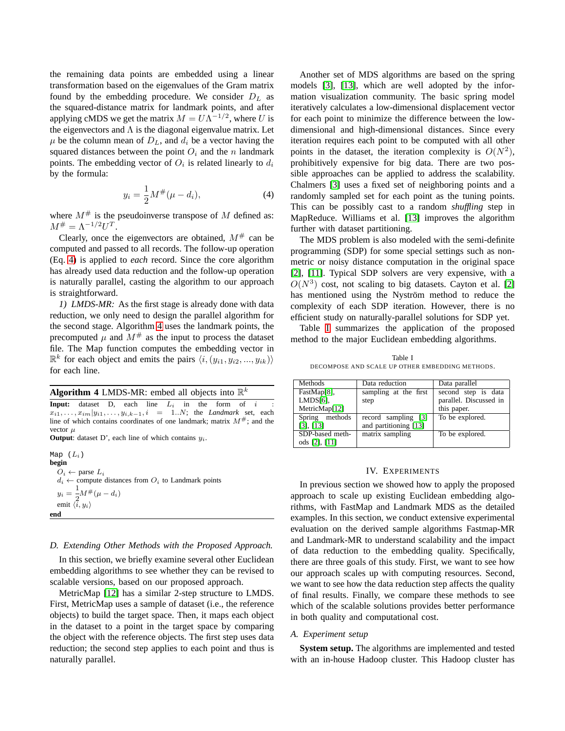the remaining data points are embedded using a linear transformation based on the eigenvalues of the Gram matrix found by the embedding procedure. We consider $D_L$ as the squared-distance matrix for landmark points, and after applying cMDS we get the matrix $M = U\Lambda^{-1/2}$, where $U$ is the eigenvectors and $\Lambda$ is the diagonal eigenvalue matrix. Let $\mu$ be the column mean of $D_L$, and $d_i$ be a vector having the squared distances between the point $O_i$ and the $n$ landmark points. The embedding vector of $O_i$ is related linearly to $d_i$ by the formula:

$$y_i = \frac{1}{2}M^{\#}(\mu - d_i), \tag{4}$$

where $M^{\#}$ is the pseudoinverse transpose of $M$ defined as: $M^{\#} = \Lambda^{-1/2}U^T$.

Clearly, once the eigenvectors are obtained, $M^{\#}$ can be computed and passed to all records. The follow-up operation (Eq. 4) is applied to *each* record. Since the core algorithm has already used data reduction and the follow-up operation is naturally parallel, casting the algorithm to our approach is straightforward.

*1) LMDS-MR:* As the first stage is already done with data reduction, we only need to design the parallel algorithm for the second stage. Algorithm 4 uses the landmark points, the precomputed $\mu$ and $M^{\#}$ as the input to process the dataset file. The Map function computes the embedding vector in $\mathbb{R}^k$ for each object and emits the pairs $\langle i, (y_{i1}, y_{i2}, ..., y_{ik})\rangle$ for each line.

**Algorithm 4** LMDS-MR: embed all objects into $\mathbb{R}^k$

**Input:** dataset D, each line $L_i$ in the form of $i : x_{i1}, \ldots, x_{im} | y_{i1}, \ldots, y_{i,k-1}, i = 1..N$; the *Landmark* set, each line of which contains coordinates of one landmark; matrix $M^{\#}$; and the vector $\mu$

**Output**: dataset D', each line of which contains $y_i$.

```
Map (L_i)
begin
  O_i ← parse L_i
  d_i ← compute distances from O_i to Landmark points
  y_i = 1/2 M^#(μ − d_i)
  emit ⟨i, y_i⟩
end
```

### *D. Extending Other Methods with the Proposed Approach.*

In this section, we briefly examine several other Euclidean embedding algorithms to see whether they can be revised to scalable versions, based on our proposed approach.

MetricMap [12] has a similar 2-step structure to LMDS. First, MetricMap uses a sample of dataset (i.e., the reference objects) to build the target space. Then, it maps each object in the dataset to a point in the target space by comparing the object with the reference objects. The first step uses data reduction; the second step applies to each point and thus is naturally parallel.

Another set of MDS algorithms are based on the spring models [3], [13], which are well adopted by the information visualization community. The basic spring model iteratively calculates a low-dimensional displacement vector for each point to minimize the difference between the low-dimensional and high-dimensional distances. Since every iteration requires each point to be computed with all other points in the dataset, the iteration complexity is $O(N^2)$, prohibitively expensive for big data. There are two possible approaches can be applied to address the scalability. Chalmers [3] uses a fixed set of neighboring points and a randomly sampled set for each point as the tuning points. This can be possibly cast to a random *shuffling* step in MapReduce. Williams et al. [13] improves the algorithm further with dataset partitioning.

The MDS problem is also modeled with the semi-definite programming (SDP) for some special settings such as non-metric or noisy distance computation in the original space [2], [11]. Typical SDP solvers are very expensive, with a $O(N^3)$ cost, not scaling to big datasets. Cayton et al. [2] has mentioned using the Nyström method to reduce the complexity of each SDP iteration. However, there is no efficient study on naturally-parallel solutions for SDP yet.

Table I summarizes the application of the proposed method to the major Euclidean embedding algorithms.

Table I
DECOMPOSE AND SCALE UP OTHER EMBEDDING METHODS.

| Methods | Data reduction | Data parallel |
|---|---|---|
| FastMap[8], LMDS[6], MetricMap[12] | sampling at the first step | second step is data parallel. Discussed in this paper. |
| Spring methods [3], [13] | record sampling [3] and partitioning [13] | To be explored. |
| SDP-based methods [2], [11] | matrix sampling | To be explored. |

## IV. Experiments

In previous section we showed how to apply the proposed approach to scale up existing Euclidean embedding algorithms, with FastMap and Landmark MDS as the detailed examples. In this section, we conduct extensive experimental evaluation on the derived sample algorithms Fastmap-MR and Landmark-MR to understand scalability and the impact of data reduction to the embedding quality. Specifically, there are three goals of this study. First, we want to see how our approach scales up with computing resources. Second, we want to see how the data reduction step affects the quality of final results. Finally, we compare these methods to see which of the scalable solutions provides better performance in both quality and computational cost.

### *A. Experiment setup*

**System setup.** The algorithms are implemented and tested with an in-house Hadoop cluster. This Hadoop cluster has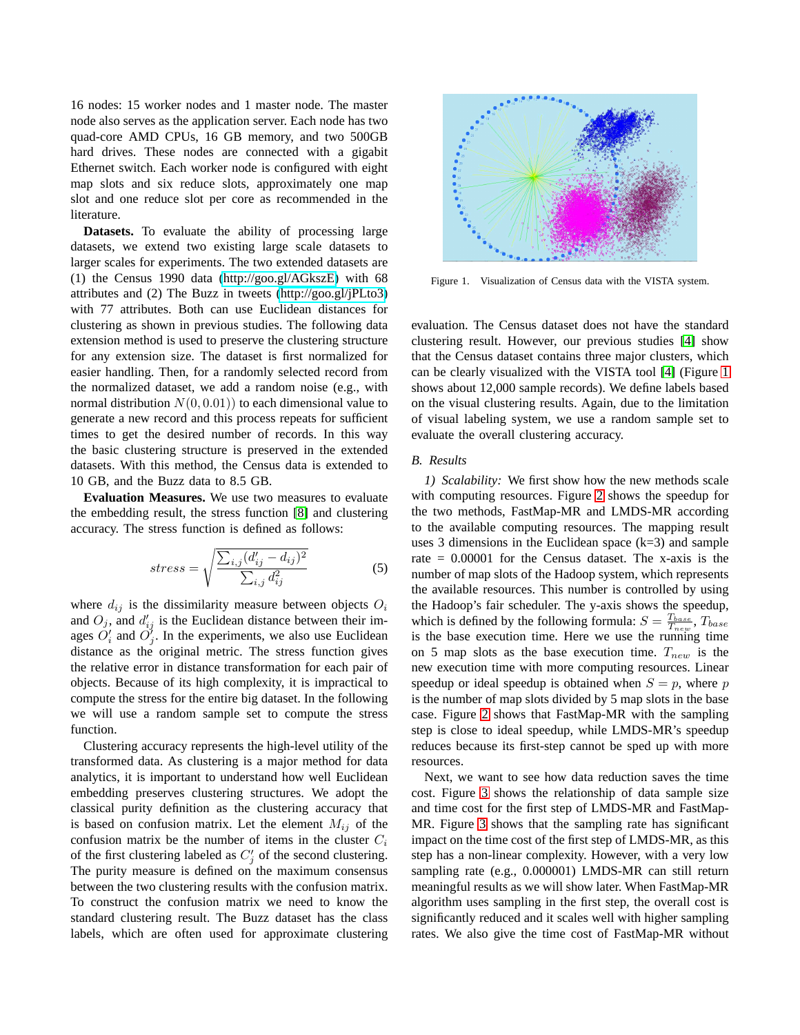16 nodes: 15 worker nodes and 1 master node. The master node also serves as the application server. Each node has two quad-core AMD CPUs, 16 GB memory, and two 500GB hard drives. These nodes are connected with a gigabit Ethernet switch. Each worker node is configured with eight map slots and six reduce slots, approximately one map slot and one reduce slot per core as recommended in the literature.

**Datasets.** To evaluate the ability of processing large datasets, we extend two existing large scale datasets to larger scales for experiments. The two extended datasets are (1) the Census 1990 data (http://goo.gl/AGkszE) with 68 attributes and (2) The Buzz in tweets (http://goo.gl/jPLto3) with 77 attributes. Both can use Euclidean distances for clustering as shown in previous studies. The following data extension method is used to preserve the clustering structure for any extension size. The dataset is first normalized for easier handling. Then, for a randomly selected record from the normalized dataset, we add a random noise (e.g., with normal distribution $N(0, 0.01)$) to each dimensional value to generate a new record and this process repeats for sufficient times to get the desired number of records. In this way the basic clustering structure is preserved in the extended datasets. With this method, the Census data is extended to 10 GB, and the Buzz data to 8.5 GB.

**Evaluation Measures.** We use two measures to evaluate the embedding result, the stress function [8] and clustering accuracy. The stress function is defined as follows:

$$stress = \sqrt{\frac{\sum_{i,j}(d'_{ij} - d_{ij})^2}{\sum_{i,j} d_{ij}^2}} \tag{5}$$

where $d_{ij}$ is the dissimilarity measure between objects $O_i$ and $O_j$, and $d'_{ij}$ is the Euclidean distance between their images $O'_i$ and $O'_j$. In the experiments, we also use Euclidean distance as the original metric. The stress function gives the relative error in distance transformation for each pair of objects. Because of its high complexity, it is impractical to compute the stress for the entire big dataset. In the following we will use a random sample set to compute the stress function.

Clustering accuracy represents the high-level utility of the transformed data. As clustering is a major method for data analytics, it is important to understand how well Euclidean embedding preserves clustering structures. We adopt the classical purity definition as the clustering accuracy that is based on confusion matrix. Let the element $M_{ij}$ of the confusion matrix be the number of items in the cluster $C_i$ of the first clustering labeled as $C'_j$ of the second clustering. The purity measure is defined on the maximum consensus between the two clustering results with the confusion matrix. To construct the confusion matrix we need to know the standard clustering result. The Buzz dataset has the class labels, which are often used for approximate clustering evaluation. The Census dataset does not have the standard clustering result. However, our previous studies [4] show that the Census dataset contains three major clusters, which can be clearly visualized with the VISTA tool [4] (Figure 1 shows about 12,000 sample records). We define labels based on the visual clustering results. Again, due to the limitation of visual labeling system, we use a random sample set to evaluate the overall clustering accuracy.

Figure 1. Visualization of Census data with the VISTA system.

## B. Results

*1) Scalability:* We first show how the new methods scale with computing resources. Figure 2 shows the speedup for the two methods, FastMap-MR and LMDS-MR according to the available computing resources. The mapping result uses 3 dimensions in the Euclidean space (k=3) and sample rate = 0.00001 for the Census dataset. The x-axis is the number of map slots of the Hadoop system, which represents the available resources. This number is controlled by using the Hadoop's fair scheduler. The y-axis shows the speedup, which is defined by the following formula: $S = \frac{T_{base}}{T_{new}}$, $T_{base}$ is the base execution time. Here we use the running time on 5 map slots as the base execution time. $T_{new}$ is the new execution time with more computing resources. Linear speedup or ideal speedup is obtained when $S = p$, where $p$ is the number of map slots divided by 5 map slots in the base case. Figure 2 shows that FastMap-MR with the sampling step is close to ideal speedup, while LMDS-MR's speedup reduces because its first-step cannot be sped up with more resources.

Next, we want to see how data reduction saves the time cost. Figure 3 shows the relationship of data sample size and time cost for the first step of LMDS-MR and FastMap-MR. Figure 3 shows that the sampling rate has significant impact on the time cost of the first step of LMDS-MR, as this step has a non-linear complexity. However, with a very low sampling rate (e.g., 0.000001) LMDS-MR can still return meaningful results as we will show later. When FastMap-MR algorithm uses sampling in the first step, the overall cost is significantly reduced and it scales well with higher sampling rates. We also give the time cost of FastMap-MR without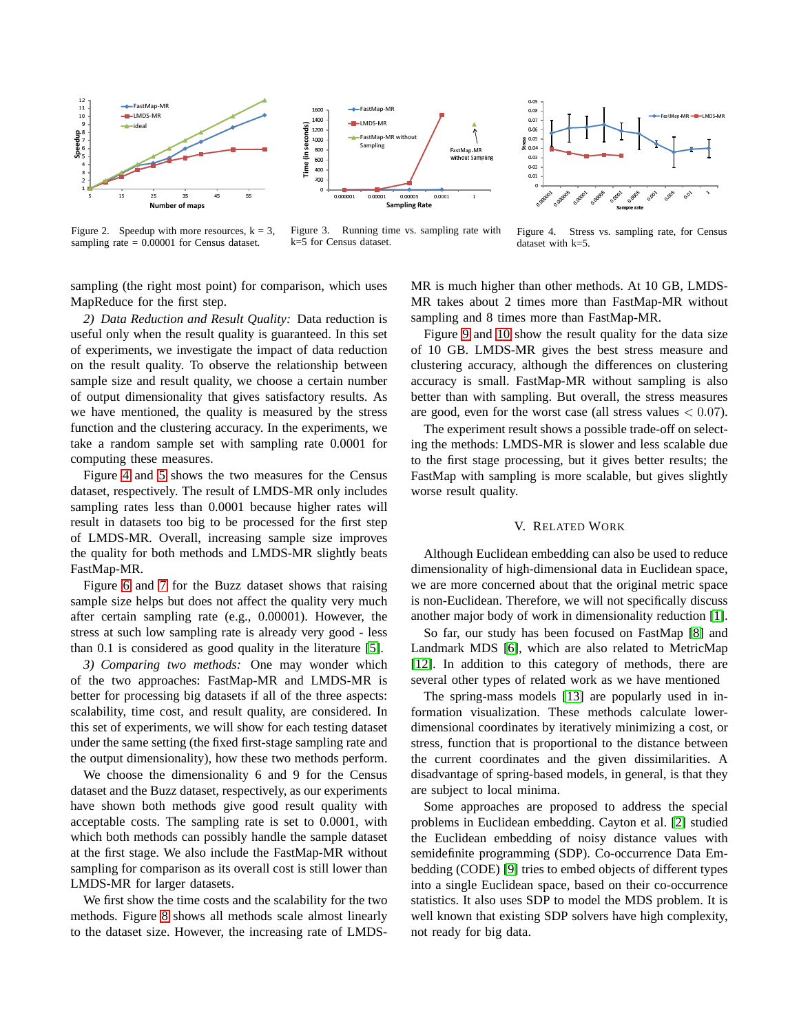Figure 2. Speedup with more resources, k = 3, sampling rate = 0.00001 for Census dataset.

Figure 3. Running time vs. sampling rate with k=5 for Census dataset.

Figure 4. Stress vs. sampling rate, for Census dataset with k=5.

sampling (the right most point) for comparison, which uses MapReduce for the first step.

*2) Data Reduction and Result Quality:* Data reduction is useful only when the result quality is guaranteed. In this set of experiments, we investigate the impact of data reduction on the result quality. To observe the relationship between sample size and result quality, we choose a certain number of output dimensionality that gives satisfactory results. As we have mentioned, the quality is measured by the stress function and the clustering accuracy. In the experiments, we take a random sample set with sampling rate 0.0001 for computing these measures.

Figure 4 and 5 shows the two measures for the Census dataset, respectively. The result of LMDS-MR only includes sampling rates less than 0.0001 because higher rates will result in datasets too big to be processed for the first step of LMDS-MR. Overall, increasing sample size improves the quality for both methods and LMDS-MR slightly beats FastMap-MR.

Figure 6 and 7 for the Buzz dataset shows that raising sample size helps but does not affect the quality very much after certain sampling rate (e.g., 0.00001). However, the stress at such low sampling rate is already very good - less than 0.1 is considered as good quality in the literature [5].

*3) Comparing two methods:* One may wonder which of the two approaches: FastMap-MR and LMDS-MR is better for processing big datasets if all of the three aspects: scalability, time cost, and result quality, are considered. In this set of experiments, we will show for each testing dataset under the same setting (the fixed first-stage sampling rate and the output dimensionality), how these two methods perform.

We choose the dimensionality 6 and 9 for the Census dataset and the Buzz dataset, respectively, as our experiments have shown both methods give good result quality with acceptable costs. The sampling rate is set to 0.0001, with which both methods can possibly handle the sample dataset at the first stage. We also include the FastMap-MR without sampling for comparison as its overall cost is still lower than LMDS-MR for larger datasets.

We first show the time costs and the scalability for the two methods. Figure 8 shows all methods scale almost linearly to the dataset size. However, the increasing rate of LMDS-MR is much higher than other methods. At 10 GB, LMDS-MR takes about 2 times more than FastMap-MR without sampling and 8 times more than FastMap-MR.

Figure 9 and 10 show the result quality for the data size of 10 GB. LMDS-MR gives the best stress measure and clustering accuracy, although the differences on clustering accuracy is small. FastMap-MR without sampling is also better than with sampling. But overall, the stress measures are good, even for the worst case (all stress values $< 0.07$).

The experiment result shows a possible trade-off on selecting the methods: LMDS-MR is slower and less scalable due to the first stage processing, but it gives better results; the FastMap with sampling is more scalable, but gives slightly worse result quality.

## V. Related Work

Although Euclidean embedding can also be used to reduce dimensionality of high-dimensional data in Euclidean space, we are more concerned about that the original metric space is non-Euclidean. Therefore, we will not specifically discuss another major body of work in dimensionality reduction [1].

So far, our study has been focused on FastMap [8] and Landmark MDS [6], which are also related to MetricMap [12]. In addition to this category of methods, there are several other types of related work as we have mentioned

The spring-mass models [13] are popularly used in information visualization. These methods calculate lower-dimensional coordinates by iteratively minimizing a cost, or stress, function that is proportional to the distance between the current coordinates and the given dissimilarities. A disadvantage of spring-based models, in general, is that they are subject to local minima.

Some approaches are proposed to address the special problems in Euclidean embedding. Cayton et al. [2] studied the Euclidean embedding of noisy distance values with semidefinite programming (SDP). Co-occurrence Data Embedding (CODE) [9] tries to embed objects of different types into a single Euclidean space, based on their co-occurrence statistics. It also uses SDP to model the MDS problem. It is well known that existing SDP solvers have high complexity, not ready for big data.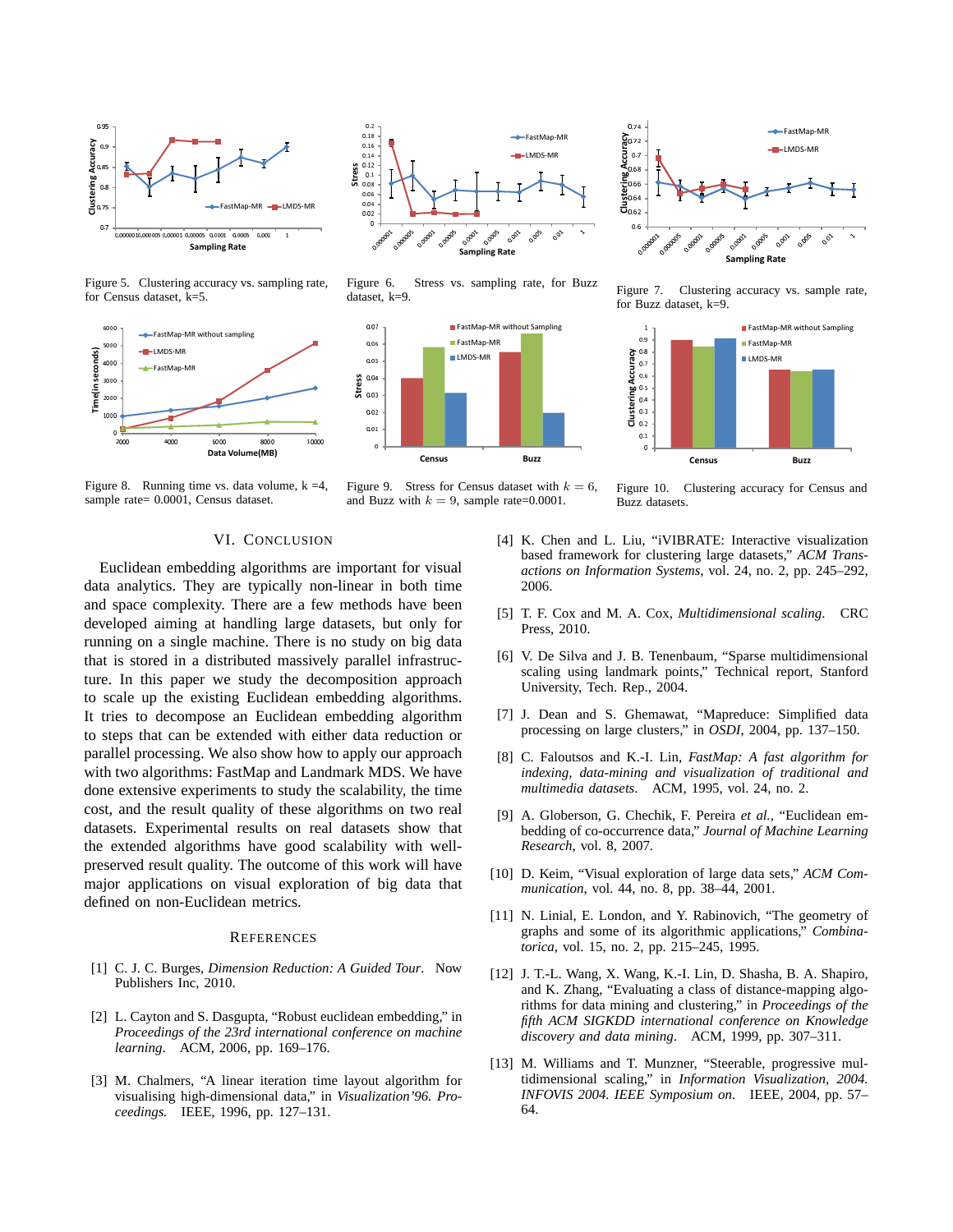0.95
0.9
0.85
0.8
0.75
0.7
Clustering Accuracy
0.000001 0.000005 0.00001 0.00005 0.0001 0.0005 0.001 1
Sampling Rate
FastMap-MR
LMDS-MR

Figure 5. Clustering accuracy vs. sampling rate, for Census dataset, k=5.

0.2
0.18
0.16
0.14
0.12
0.1
0.08
0.06
0.04
0.02
0
Stress
0.000001 0.000005 0.00001 0.00005 0.0001 0.0005 0.001 0.005 0.01 1
Sampling Rate
FastMap-MR
LMDS-MR

Figure 6. Stress vs. sampling rate, for Buzz dataset, k=9.

0.74
0.72
0.7
0.68
0.66
0.64
0.62
0.6
Clustering Accuracy
0.000001 0.000005 0.00001 0.00005 0.0001 0.0005 0.001 0.005 0.01 1
Sampling Rate
FastMap-MR
LMDS-MR

Figure 7. Clustering accuracy vs. sample rate, for Buzz dataset, k=9.

6000
5000
4000
3000
2000
1000
0
Time(in seconds)
2000 4000 6000 8000 10000
Data Volume(MB)
FastMap-MR without sampling
LMDS-MR
FastMap-MR

Figure 8. Running time vs. data volume, k =4, sample rate= 0.0001, Census dataset.

0.07
0.06
0.05
0.04
0.03
0.02
0.01
0
Stress
Census
Buzz
FastMap-MR without Sampling
FastMap-MR
LMDS-MR

Figure 9. Stress for Census dataset with $k = 6$, and Buzz with $k = 9$, sample rate=0.0001.

1
0.9
0.8
0.7
0.6
0.5
0.4
0.3
0.2
0.1
0
Clustering Accuracy
Census
Buzz
FastMap-MR without Sampling
FastMap-MR
LMDS-MR

Figure 10. Clustering accuracy for Census and Buzz datasets.

## VI. Conclusion

Euclidean embedding algorithms are important for visual data analytics. They are typically non-linear in both time and space complexity. There are a few methods have been developed aiming at handling large datasets, but only for running on a single machine. There is no study on big data that is stored in a distributed massively parallel infrastructure. In this paper we study the decomposition approach to scale up the existing Euclidean embedding algorithms. It tries to decompose an Euclidean embedding algorithm to steps that can be extended with either data reduction or parallel processing. We also show how to apply our approach with two algorithms: FastMap and Landmark MDS. We have done extensive experiments to study the scalability, the time cost, and the result quality of these algorithms on two real datasets. Experimental results on real datasets show that the extended algorithms have good scalability with well-preserved result quality. The outcome of this work will have major applications on visual exploration of big data that defined on non-Euclidean metrics.

## References

[1] C. J. C. Burges, *Dimension Reduction: A Guided Tour*. Now Publishers Inc, 2010.

[2] L. Cayton and S. Dasgupta, "Robust euclidean embedding," in *Proceedings of the 23rd international conference on machine learning*. ACM, 2006, pp. 169–176.

[3] M. Chalmers, "A linear iteration time layout algorithm for visualising high-dimensional data," in *Visualization'96. Proceedings*. IEEE, 1996, pp. 127–131.

[4] K. Chen and L. Liu, "iVIBRATE: Interactive visualization based framework for clustering large datasets," *ACM Transactions on Information Systems*, vol. 24, no. 2, pp. 245–292, 2006.

[5] T. F. Cox and M. A. Cox, *Multidimensional scaling*. CRC Press, 2010.

[6] V. De Silva and J. B. Tenenbaum, "Sparse multidimensional scaling using landmark points," Technical report, Stanford University, Tech. Rep., 2004.

[7] J. Dean and S. Ghemawat, "Mapreduce: Simplified data processing on large clusters," in *OSDI*, 2004, pp. 137–150.

[8] C. Faloutsos and K.-I. Lin, *FastMap: A fast algorithm for indexing, data-mining and visualization of traditional and multimedia datasets*. ACM, 1995, vol. 24, no. 2.

[9] A. Globerson, G. Chechik, F. Pereira *et al.*, "Euclidean embedding of co-occurrence data," *Journal of Machine Learning Research*, vol. 8, 2007.

[10] D. Keim, "Visual exploration of large data sets," *ACM Communication*, vol. 44, no. 8, pp. 38–44, 2001.

[11] N. Linial, E. London, and Y. Rabinovich, "The geometry of graphs and some of its algorithmic applications," *Combinatorica*, vol. 15, no. 2, pp. 215–245, 1995.

[12] J. T.-L. Wang, X. Wang, K.-I. Lin, D. Shasha, B. A. Shapiro, and K. Zhang, "Evaluating a class of distance-mapping algorithms for data mining and clustering," in *Proceedings of the fifth ACM SIGKDD international conference on Knowledge discovery and data mining*. ACM, 1999, pp. 307–311.

[13] M. Williams and T. Munzner, "Steerable, progressive multidimensional scaling," in *Information Visualization, 2004. INFOVIS 2004. IEEE Symposium on*. IEEE, 2004, pp. 57–64.